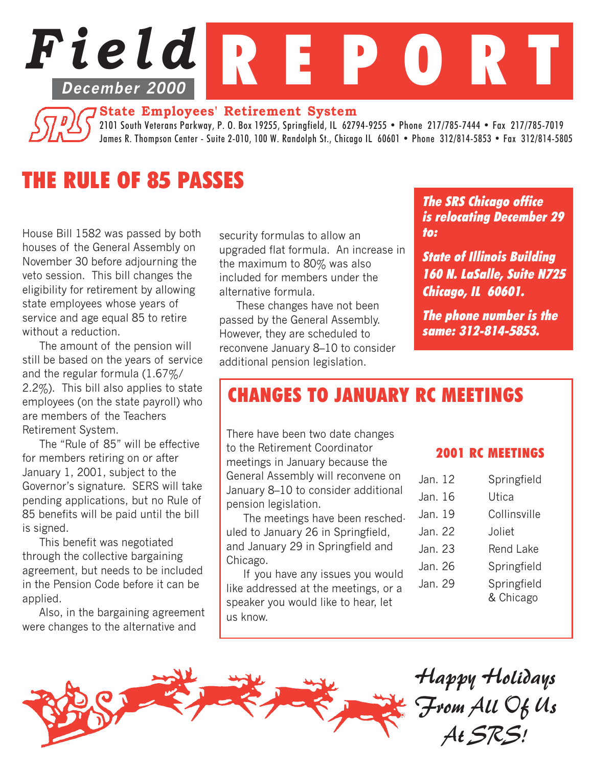# Field REPORT

**December 2000**

**State Employees' Retirement System**

2101 South Veterans Parkway, P. O. Box 19255, Springfield, IL 62794-9255 • Phone 217/785-7444 • Fax 217/785-7019
James R. Thompson Center - Suite 2-010, 100 W. Randolph St., Chicago IL 60601 • Phone 312/814-5853 • Fax 312/814-5805

## THE RULE OF 85 PASSES

House Bill 1582 was passed by both houses of the General Assembly on November 30 before adjourning the veto session. This bill changes the eligibility for retirement by allowing state employees whose years of service and age equal 85 to retire without a reduction.

The amount of the pension will still be based on the years of service and the regular formula (1.67%/ 2.2%). This bill also applies to state employees (on the state payroll) who are members of the Teachers Retirement System.

The "Rule of 85" will be effective for members retiring on or after January 1, 2001, subject to the Governor's signature. SERS will take pending applications, but no Rule of 85 benefits will be paid until the bill is signed.

This benefit was negotiated through the collective bargaining agreement, but needs to be included in the Pension Code before it can be applied.

Also, in the bargaining agreement were changes to the alternative and security formulas to allow an upgraded flat formula. An increase in the maximum to 80% was also included for members under the alternative formula.

These changes have not been passed by the General Assembly. However, they are scheduled to reconvene January 8–10 to consider additional pension legislation.

***The SRS Chicago office is relocating December 29 to:***

***State of Illinois Building***
***160 N. LaSalle, Suite N725***
***Chicago, IL 60601.***

***The phone number is the same: 312-814-5853.***

## CHANGES TO JANUARY RC MEETINGS

There have been two date changes to the Retirement Coordinator meetings in January because the General Assembly will reconvene on January 8–10 to consider additional pension legislation.

The meetings have been rescheduled to January 26 in Springfield, and January 29 in Springfield and Chicago.

If you have any issues you would like addressed at the meetings, or a speaker you would like to hear, let us know.

### 2001 RC MEETINGS

| Date | Location |
|---|---|
| Jan. 12 | Springfield |
| Jan. 16 | Utica |
| Jan. 19 | Collinsville |
| Jan. 22 | Joliet |
| Jan. 23 | Rend Lake |
| Jan. 26 | Springfield |
| Jan. 29 | Springfield & Chicago |

*Happy Holidays From All Of Us At SRS!*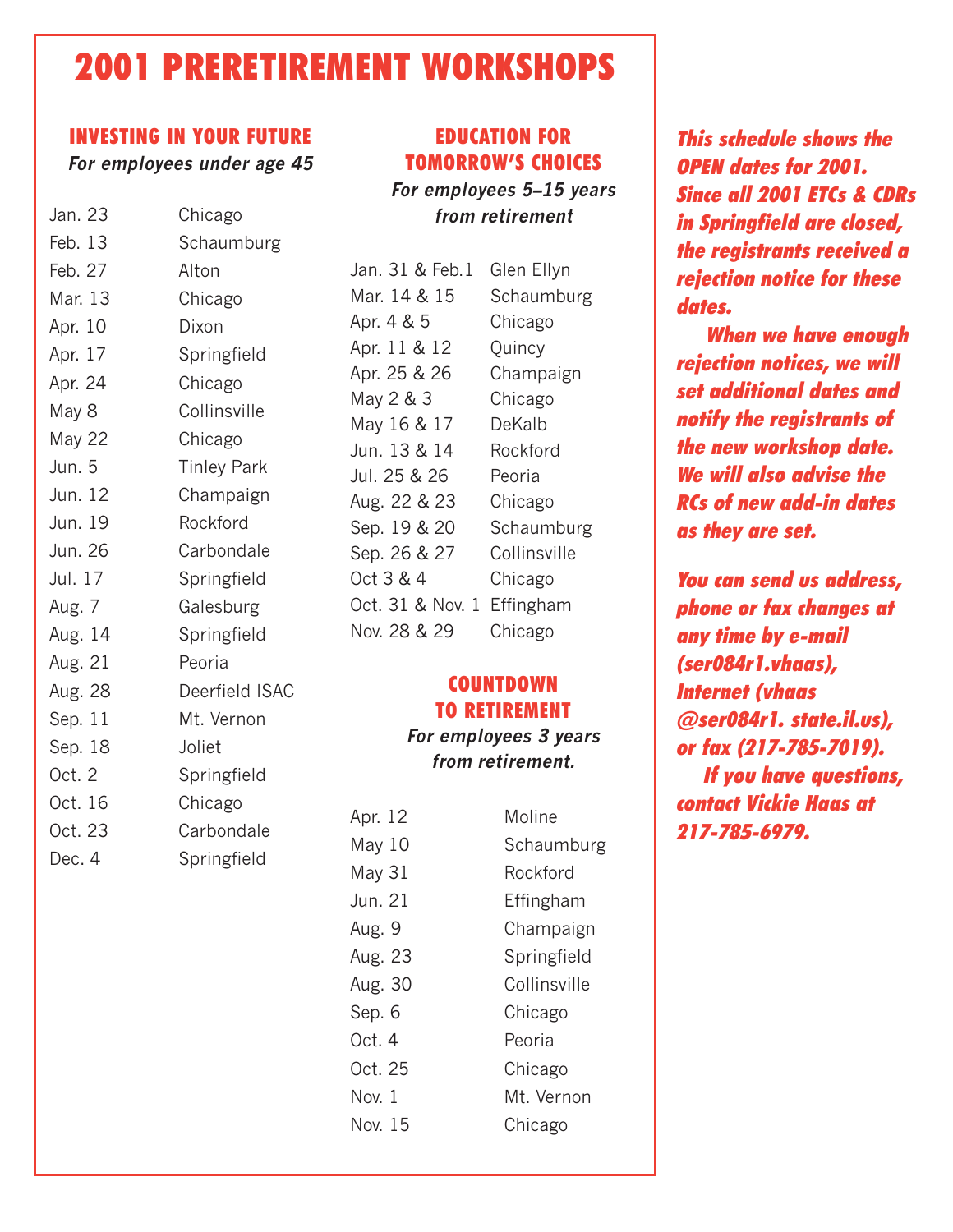# 2001 PRERETIREMENT WORKSHOPS

### INVESTING IN YOUR FUTURE

*For employees under age 45*

| | |
|---|---|
| Jan. 23 | Chicago |
| Feb. 13 | Schaumburg |
| Feb. 27 | Alton |
| Mar. 13 | Chicago |
| Apr. 10 | Dixon |
| Apr. 17 | Springfield |
| Apr. 24 | Chicago |
| May 8 | Collinsville |
| May 22 | Chicago |
| Jun. 5 | Tinley Park |
| Jun. 12 | Champaign |
| Jun. 19 | Rockford |
| Jun. 26 | Carbondale |
| Jul. 17 | Springfield |
| Aug. 7 | Galesburg |
| Aug. 14 | Springfield |
| Aug. 21 | Peoria |
| Aug. 28 | Deerfield ISAC |
| Sep. 11 | Mt. Vernon |
| Sep. 18 | Joliet |
| Oct. 2 | Springfield |
| Oct. 16 | Chicago |
| Oct. 23 | Carbondale |
| Dec. 4 | Springfield |

### EDUCATION FOR TOMORROW'S CHOICES

*For employees 5–15 years from retirement*

| | |
|---|---|
| Jan. 31 & Feb.1 | Glen Ellyn |
| Mar. 14 & 15 | Schaumburg |
| Apr. 4 & 5 | Chicago |
| Apr. 11 & 12 | Quincy |
| Apr. 25 & 26 | Champaign |
| May 2 & 3 | Chicago |
| May 16 & 17 | DeKalb |
| Jun. 13 & 14 | Rockford |
| Jul. 25 & 26 | Peoria |
| Aug. 22 & 23 | Chicago |
| Sep. 19 & 20 | Schaumburg |
| Sep. 26 & 27 | Collinsville |
| Oct 3 & 4 | Chicago |
| Oct. 31 & Nov. 1 | Effingham |
| Nov. 28 & 29 | Chicago |

### COUNTDOWN TO RETIREMENT

*For employees 3 years from retirement.*

| | |
|---|---|
| Apr. 12 | Moline |
| May 10 | Schaumburg |
| May 31 | Rockford |
| Jun. 21 | Effingham |
| Aug. 9 | Champaign |
| Aug. 23 | Springfield |
| Aug. 30 | Collinsville |
| Sep. 6 | Chicago |
| Oct. 4 | Peoria |
| Oct. 25 | Chicago |
| Nov. 1 | Mt. Vernon |
| Nov. 15 | Chicago |

***This schedule shows the OPEN dates for 2001. Since all 2001 ETCs & CDRs in Springfield are closed, the registrants received a rejection notice for these dates.***

***When we have enough rejection notices, we will set additional dates and notify the registrants of the new workshop date. We will also advise the RCs of new add-in dates as they are set.***

***You can send us address, phone or fax changes at any time by e-mail (ser084r1.vhaas), Internet (vhaas @ser084r1. state.il.us), or fax (217-785-7019).***

***If you have questions, contact Vickie Haas at 217-785-6979.***